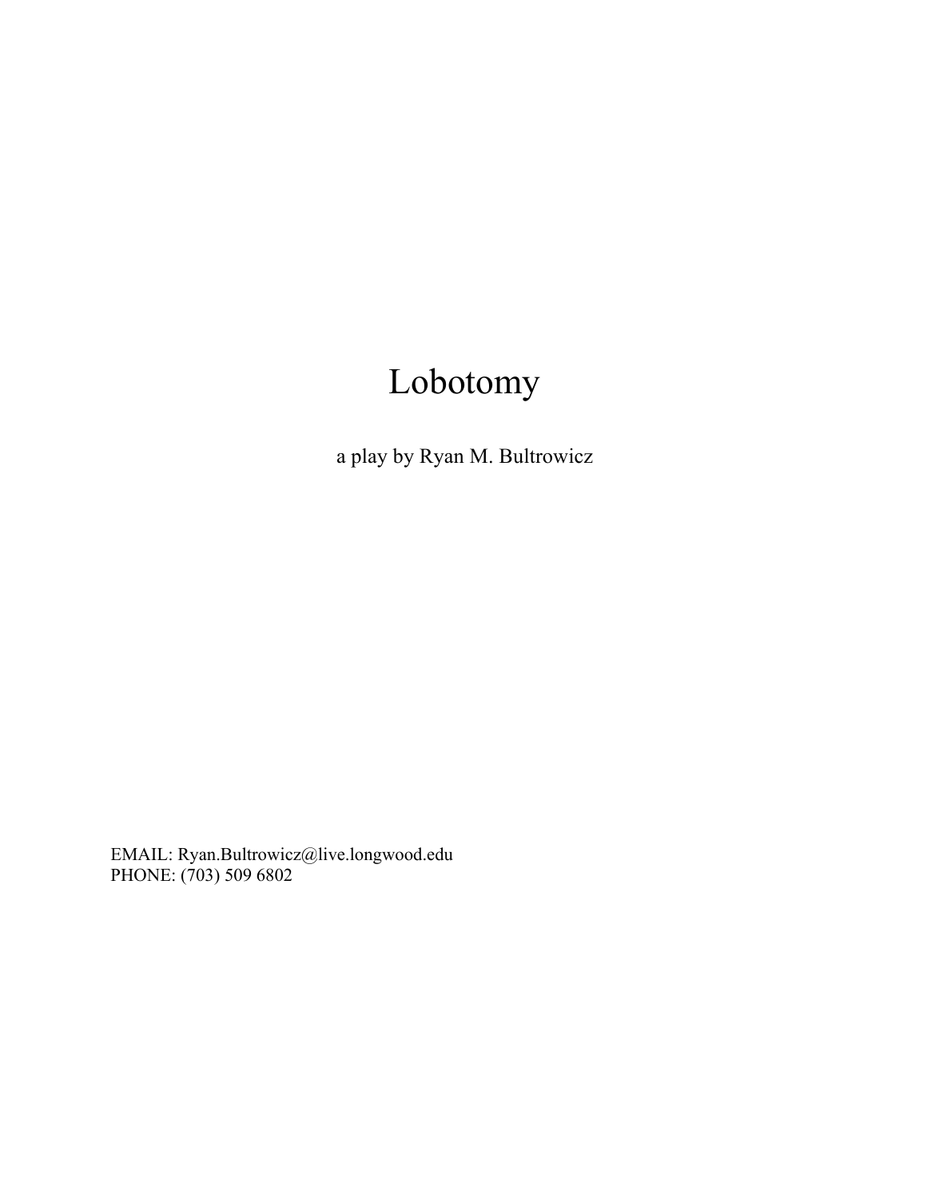# Lobotomy

a play by Ryan M. Bultrowicz

EMAIL: Ryan.Bultrowicz@live.longwood.edu
PHONE: (703) 509 6802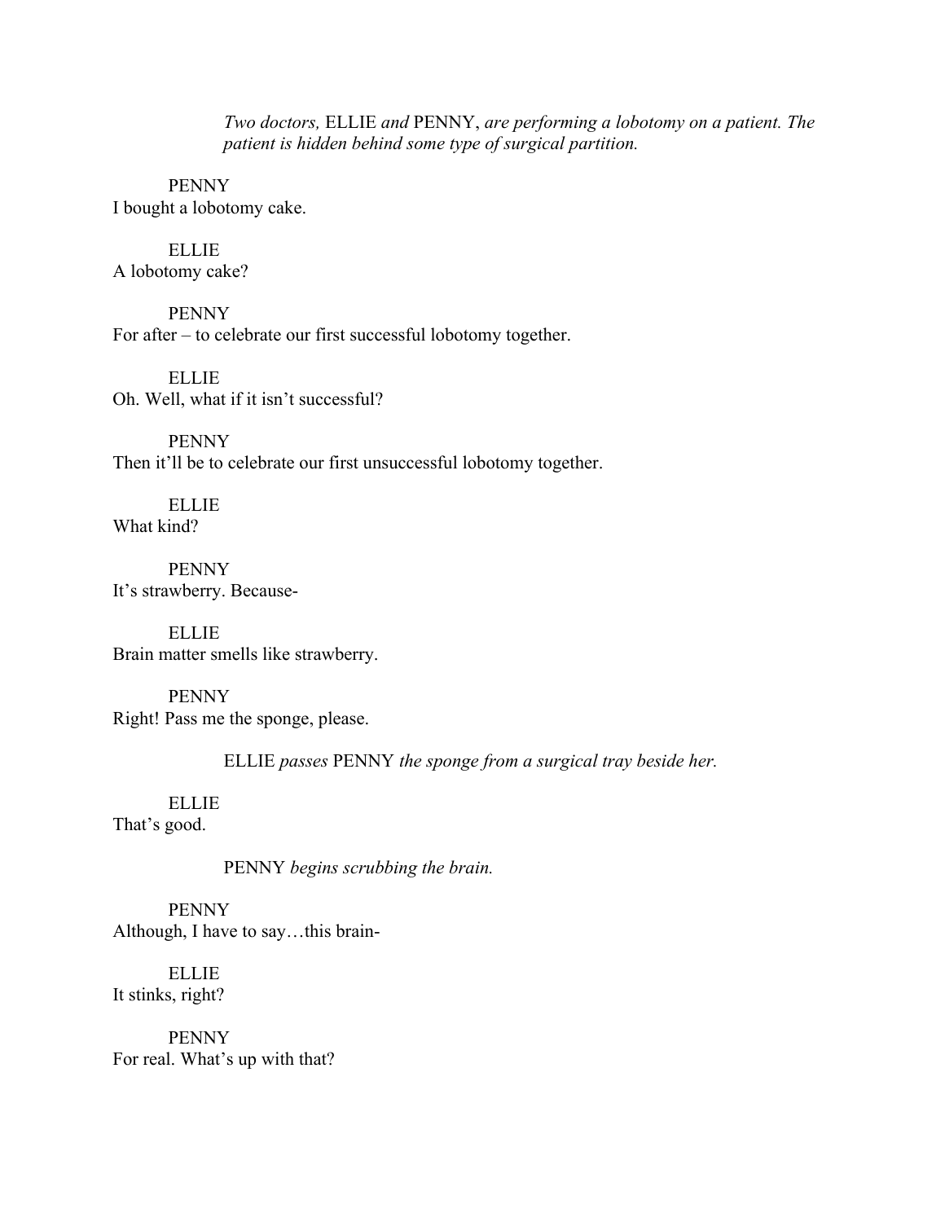*Two doctors,* ELLIE *and* PENNY, *are performing a lobotomy on a patient. The patient is hidden behind some type of surgical partition.*

PENNY
I bought a lobotomy cake.

ELLIE
A lobotomy cake?

PENNY
For after – to celebrate our first successful lobotomy together.

ELLIE
Oh. Well, what if it isn't successful?

PENNY
Then it'll be to celebrate our first unsuccessful lobotomy together.

ELLIE
What kind?

PENNY
It's strawberry. Because-

ELLIE
Brain matter smells like strawberry.

PENNY
Right! Pass me the sponge, please.

ELLIE *passes* PENNY *the sponge from a surgical tray beside her.*

ELLIE
That's good.

PENNY *begins scrubbing the brain.*

PENNY
Although, I have to say…this brain-

ELLIE
It stinks, right?

PENNY
For real. What's up with that?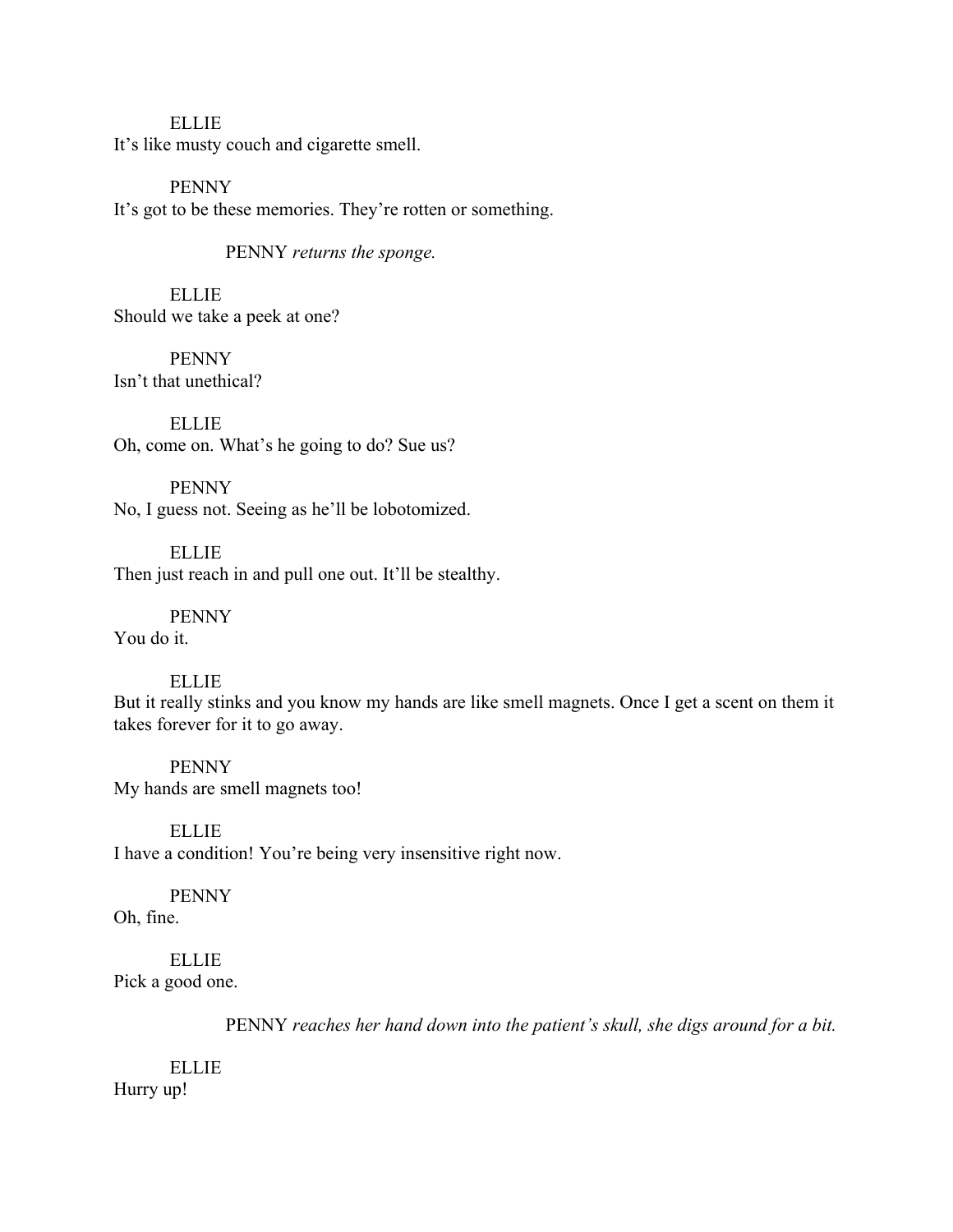ELLIE
It's like musty couch and cigarette smell.

PENNY
It's got to be these memories. They're rotten or something.

PENNY *returns the sponge.*

ELLIE
Should we take a peek at one?

PENNY
Isn't that unethical?

ELLIE
Oh, come on. What's he going to do? Sue us?

PENNY
No, I guess not. Seeing as he'll be lobotomized.

ELLIE
Then just reach in and pull one out. It'll be stealthy.

PENNY
You do it.

ELLIE
But it really stinks and you know my hands are like smell magnets. Once I get a scent on them it takes forever for it to go away.

PENNY
My hands are smell magnets too!

ELLIE
I have a condition! You're being very insensitive right now.

PENNY
Oh, fine.

ELLIE
Pick a good one.

PENNY *reaches her hand down into the patient's skull, she digs around for a bit.*

ELLIE
Hurry up!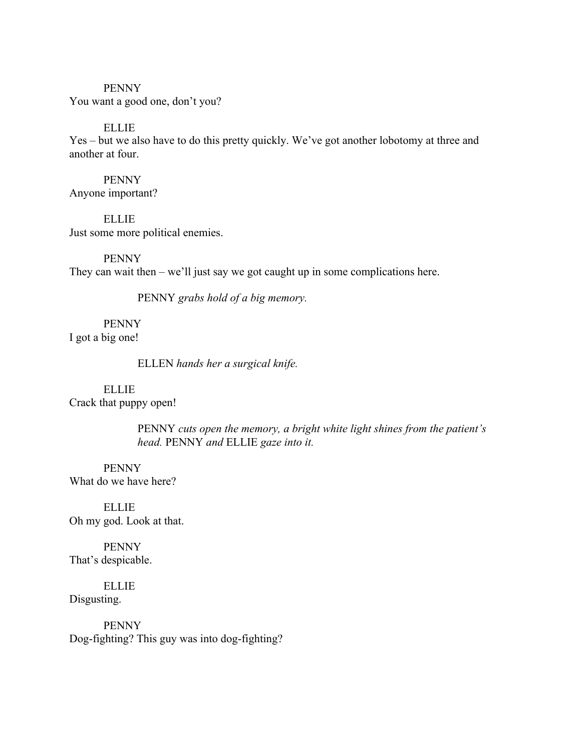PENNY
You want a good one, don't you?

ELLIE
Yes – but we also have to do this pretty quickly. We've got another lobotomy at three and another at four.

PENNY
Anyone important?

ELLIE
Just some more political enemies.

PENNY
They can wait then – we'll just say we got caught up in some complications here.

PENNY *grabs hold of a big memory.*

PENNY
I got a big one!

ELLEN *hands her a surgical knife.*

ELLIE
Crack that puppy open!

PENNY *cuts open the memory, a bright white light shines from the patient's head.* PENNY *and* ELLIE *gaze into it.*

PENNY
What do we have here?

ELLIE
Oh my god. Look at that.

PENNY
That's despicable.

ELLIE
Disgusting.

PENNY
Dog-fighting? This guy was into dog-fighting?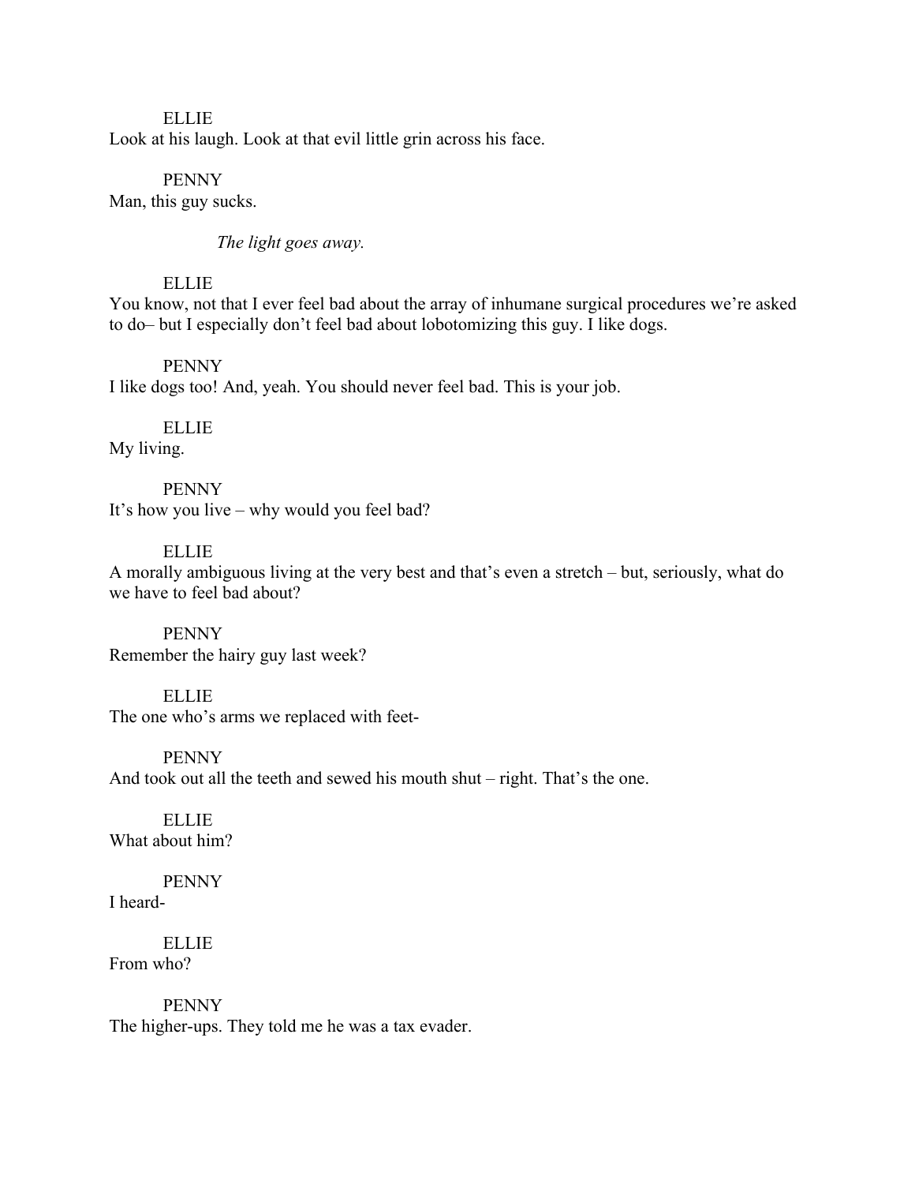ELLIE
Look at his laugh. Look at that evil little grin across his face.

PENNY
Man, this guy sucks.

*The light goes away.*

ELLIE
You know, not that I ever feel bad about the array of inhumane surgical procedures we're asked to do– but I especially don't feel bad about lobotomizing this guy. I like dogs.

PENNY
I like dogs too! And, yeah. You should never feel bad. This is your job.

ELLIE
My living.

PENNY
It's how you live – why would you feel bad?

ELLIE
A morally ambiguous living at the very best and that's even a stretch – but, seriously, what do we have to feel bad about?

PENNY
Remember the hairy guy last week?

ELLIE
The one who's arms we replaced with feet-

PENNY
And took out all the teeth and sewed his mouth shut – right. That's the one.

ELLIE
What about him?

PENNY
I heard-

ELLIE
From who?

PENNY
The higher-ups. They told me he was a tax evader.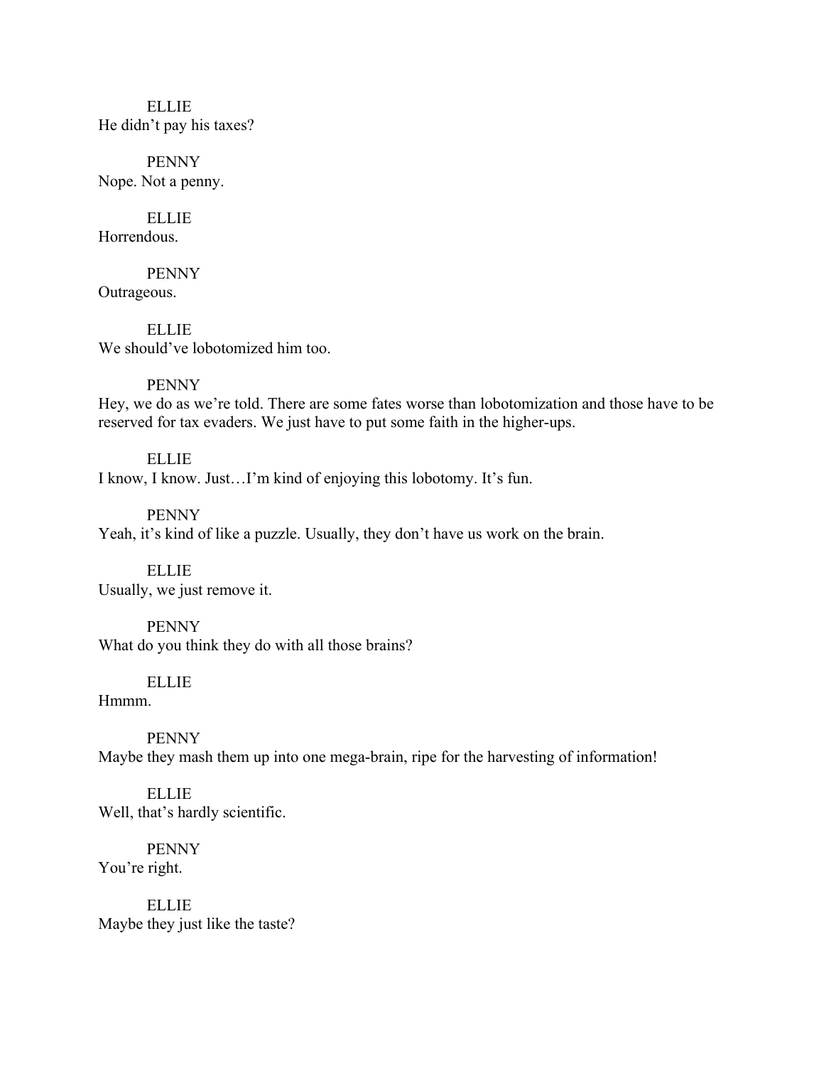ELLIE
He didn't pay his taxes?

PENNY
Nope. Not a penny.

ELLIE
Horrendous.

PENNY
Outrageous.

ELLIE
We should've lobotomized him too.

PENNY
Hey, we do as we're told. There are some fates worse than lobotomization and those have to be reserved for tax evaders. We just have to put some faith in the higher-ups.

ELLIE
I know, I know. Just…I'm kind of enjoying this lobotomy. It's fun.

PENNY
Yeah, it's kind of like a puzzle. Usually, they don't have us work on the brain.

ELLIE
Usually, we just remove it.

PENNY
What do you think they do with all those brains?

ELLIE
Hmmm.

PENNY
Maybe they mash them up into one mega-brain, ripe for the harvesting of information!

ELLIE
Well, that's hardly scientific.

PENNY
You're right.

ELLIE
Maybe they just like the taste?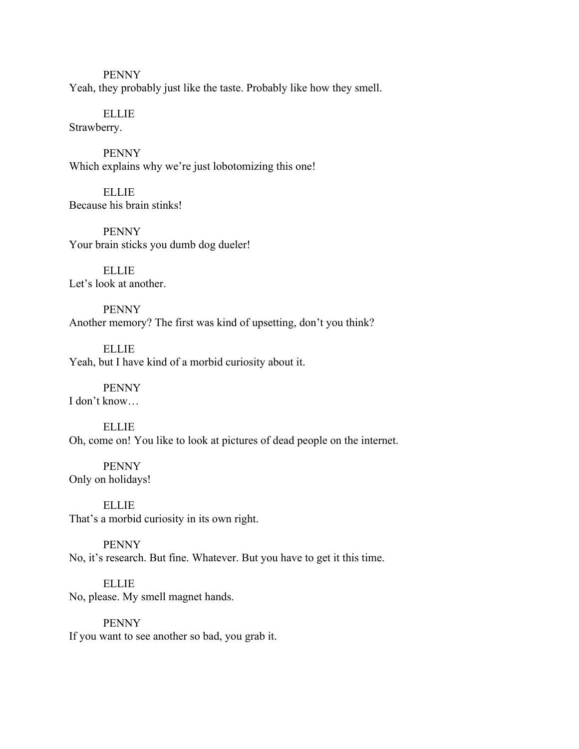PENNY
Yeah, they probably just like the taste. Probably like how they smell.

ELLIE
Strawberry.

PENNY
Which explains why we're just lobotomizing this one!

ELLIE
Because his brain stinks!

PENNY
Your brain sticks you dumb dog dueler!

ELLIE
Let's look at another.

PENNY
Another memory? The first was kind of upsetting, don't you think?

ELLIE
Yeah, but I have kind of a morbid curiosity about it.

PENNY
I don't know…

ELLIE
Oh, come on! You like to look at pictures of dead people on the internet.

PENNY
Only on holidays!

ELLIE
That's a morbid curiosity in its own right.

PENNY
No, it's research. But fine. Whatever. But you have to get it this time.

ELLIE
No, please. My smell magnet hands.

PENNY
If you want to see another so bad, you grab it.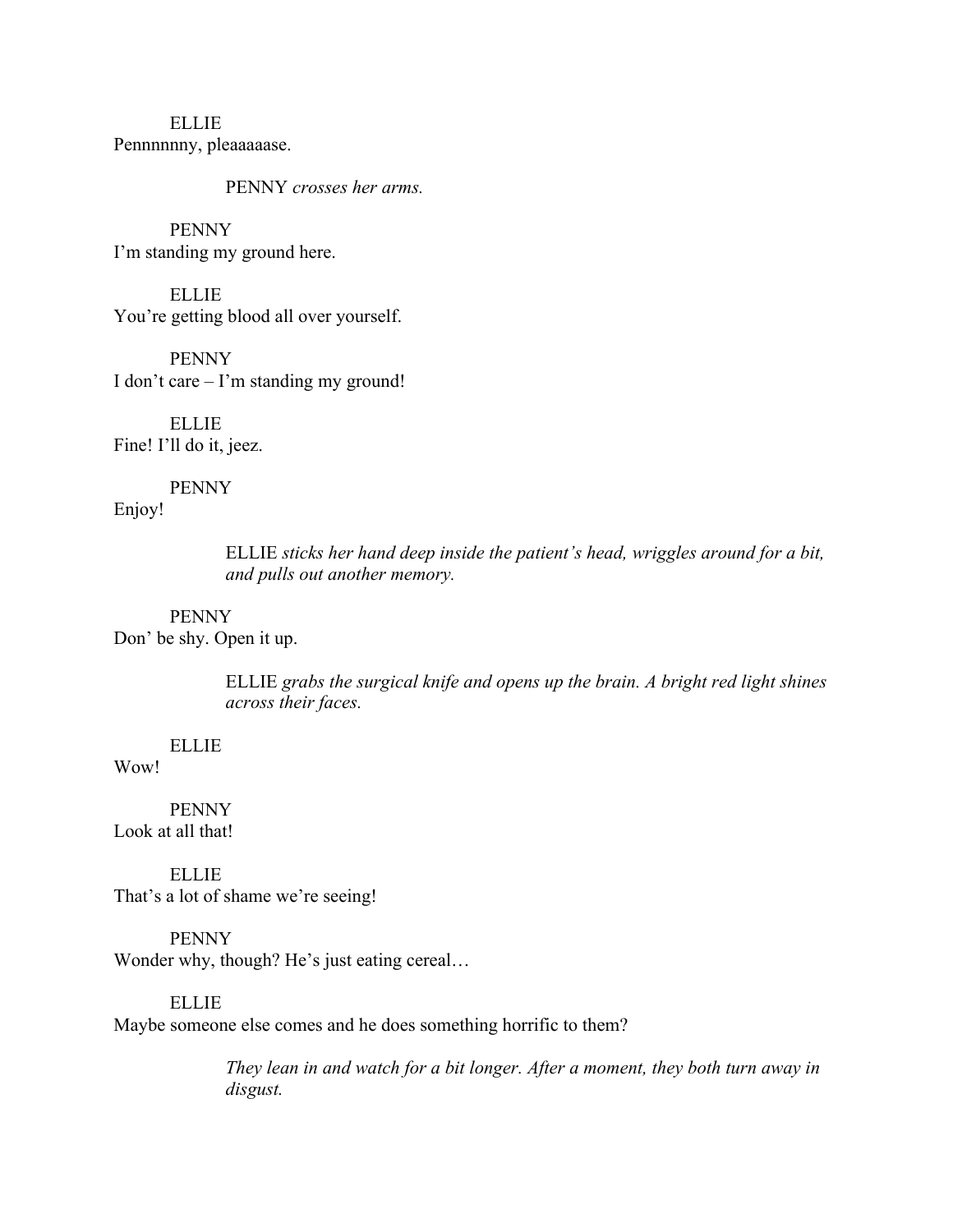ELLIE
Pennnnnny, pleaaaaase.

PENNY *crosses her arms.*

PENNY
I'm standing my ground here.

ELLIE
You're getting blood all over yourself.

PENNY
I don't care – I'm standing my ground!

ELLIE
Fine! I'll do it, jeez.

PENNY
Enjoy!

ELLIE *sticks her hand deep inside the patient's head, wriggles around for a bit, and pulls out another memory.*

PENNY
Don' be shy. Open it up.

ELLIE *grabs the surgical knife and opens up the brain. A bright red light shines across their faces.*

ELLIE
Wow!

PENNY
Look at all that!

ELLIE
That's a lot of shame we're seeing!

PENNY
Wonder why, though? He's just eating cereal…

ELLIE
Maybe someone else comes and he does something horrific to them?

*They lean in and watch for a bit longer. After a moment, they both turn away in disgust.*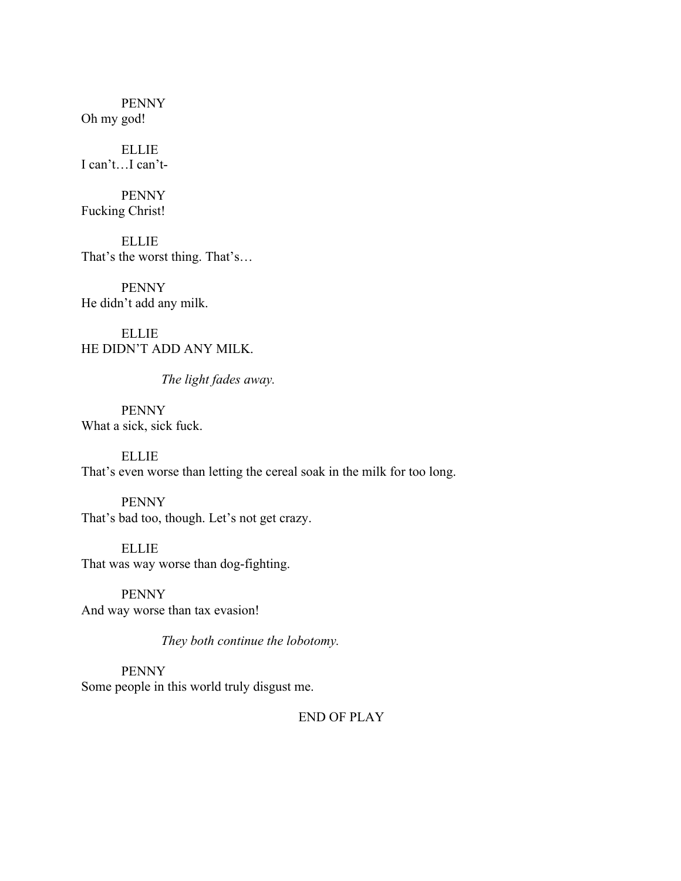PENNY
Oh my god!

ELLIE
I can't…I can't-

PENNY
Fucking Christ!

ELLIE
That's the worst thing. That's…

PENNY
He didn't add any milk.

ELLIE
HE DIDN'T ADD ANY MILK.

*The light fades away.*

PENNY
What a sick, sick fuck.

ELLIE
That's even worse than letting the cereal soak in the milk for too long.

PENNY
That's bad too, though. Let's not get crazy.

ELLIE
That was way worse than dog-fighting.

PENNY
And way worse than tax evasion!

*They both continue the lobotomy.*

PENNY
Some people in this world truly disgust me.

END OF PLAY